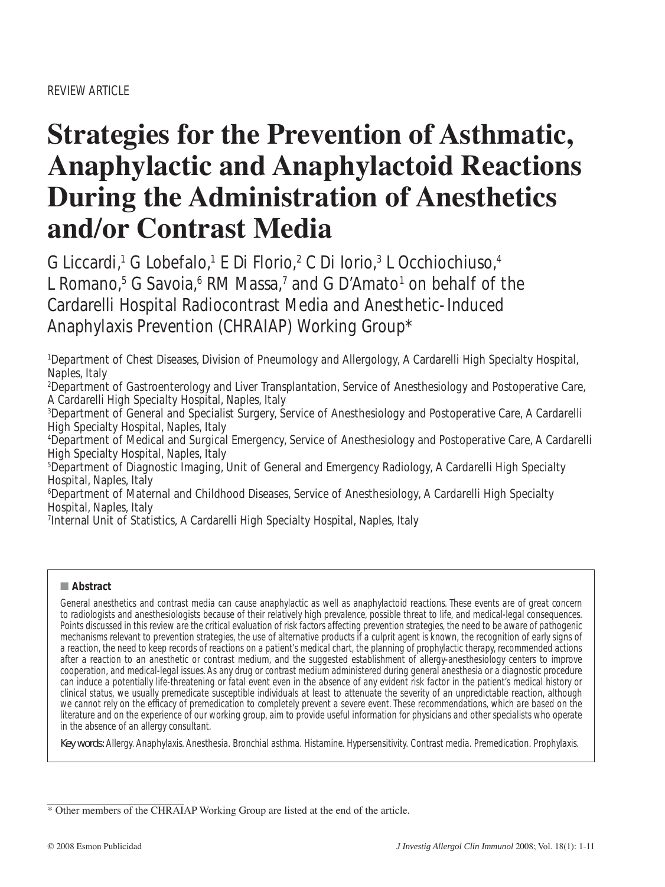REVIEW ARTICLE

# Strategies for the Prevention of Asthmatic, Anaphylactic and Anaphylactoid Reactions During the Administration of Anesthetics and/or Contrast Media

G Liccardi,[1] G Lobefalo,[1] E Di Florio,[2] C Di Iorio,[3] L Occhiochiuso,[4] L Romano,[5] G Savoia,[6] RM Massa,[7] and G D'Amato[1] on behalf of the Cardarelli Hospital Radiocontrast Media and Anesthetic-Induced Anaphylaxis Prevention (CHRAIAP) Working Group*

[1]Department of Chest Diseases, Division of Pneumology and Allergology, A Cardarelli High Specialty Hospital, Naples, Italy
[2]Department of Gastroenterology and Liver Transplantation, Service of Anesthesiology and Postoperative Care, A Cardarelli High Specialty Hospital, Naples, Italy
[3]Department of General and Specialist Surgery, Service of Anesthesiology and Postoperative Care, A Cardarelli High Specialty Hospital, Naples, Italy
[4]Department of Medical and Surgical Emergency, Service of Anesthesiology and Postoperative Care, A Cardarelli High Specialty Hospital, Naples, Italy
[5]Department of Diagnostic Imaging, Unit of General and Emergency Radiology, A Cardarelli High Specialty Hospital, Naples, Italy
[6]Department of Maternal and Childhood Diseases, Service of Anesthesiology, A Cardarelli High Specialty Hospital, Naples, Italy
[7]Internal Unit of Statistics, A Cardarelli High Specialty Hospital, Naples, Italy

## Abstract

General anesthetics and contrast media can cause anaphylactic as well as anaphylactoid reactions. These events are of great concern to radiologists and anesthesiologists because of their relatively high prevalence, possible threat to life, and medical-legal consequences. Points discussed in this review are the critical evaluation of risk factors affecting prevention strategies, the need to be aware of pathogenic mechanisms relevant to prevention strategies, the use of alternative products if a culprit agent is known, the recognition of early signs of a reaction, the need to keep records of reactions on a patient's medical chart, the planning of prophylactic therapy, recommended actions after a reaction to an anesthetic or contrast medium, and the suggested establishment of allergy-anesthesiology centers to improve cooperation, and medical-legal issues. As any drug or contrast medium administered during general anesthesia or a diagnostic procedure can induce a potentially life-threatening or fatal event even in the absence of any evident risk factor in the patient's medical history or clinical status, we usually premedicate susceptible individuals at least to attenuate the severity of an unpredictable reaction, although we cannot rely on the efficacy of premedication to completely prevent a severe event. These recommendations, which are based on the literature and on the experience of our working group, aim to provide useful information for physicians and other specialists who operate in the absence of an allergy consultant.

*Key words:* Allergy. Anaphylaxis. Anesthesia. Bronchial asthma. Histamine. Hypersensitivity. Contrast media. Premedication. Prophylaxis.

* Other members of the CHRAIAP Working Group are listed at the end of the article.

© 2008 Esmon Publicidad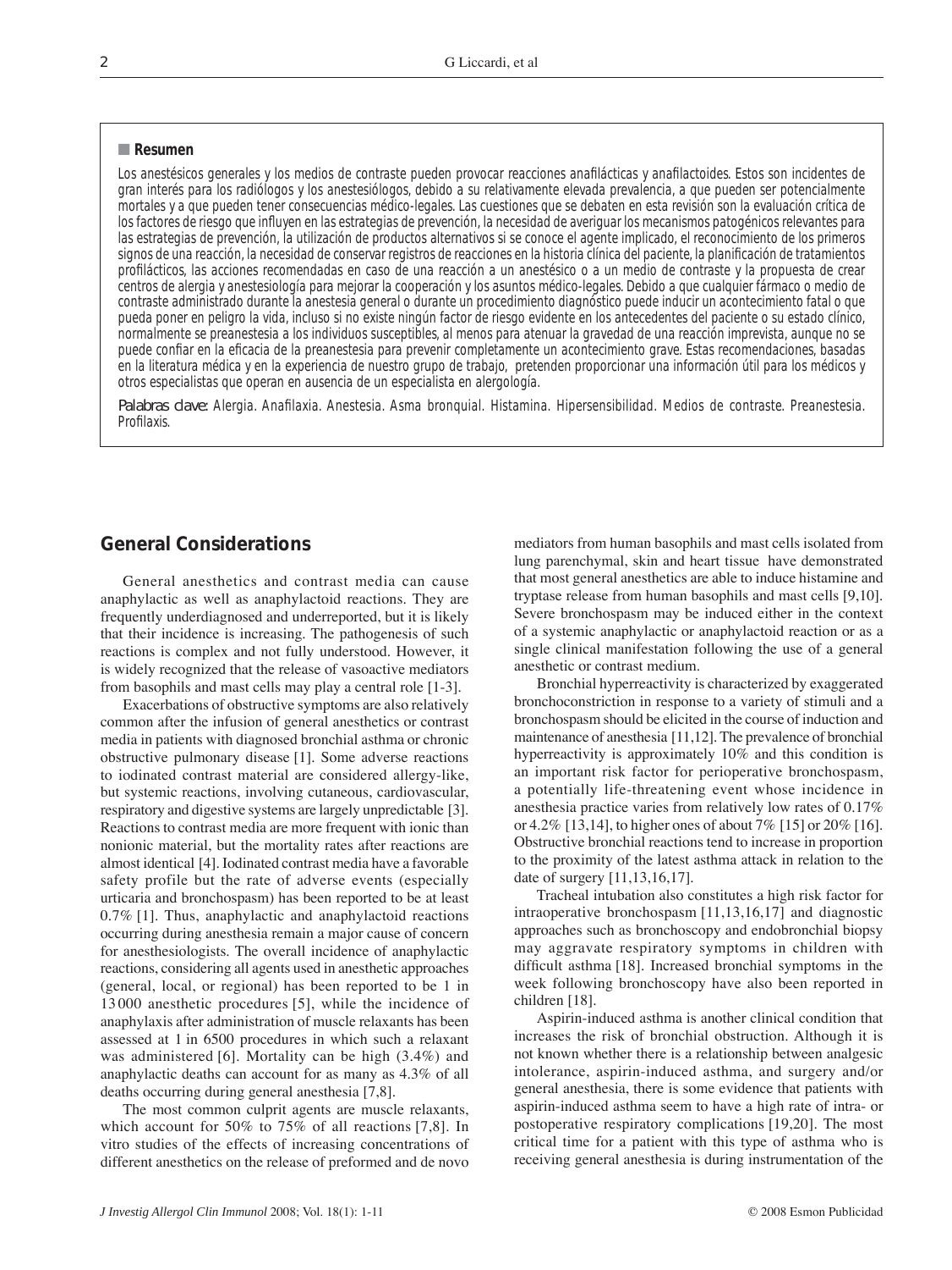## Resumen

Los anestésicos generales y los medios de contraste pueden provocar reacciones anafilácticas y anafilactoides. Estos son incidentes de gran interés para los radiólogos y los anestesiólogos, debido a su relativamente elevada prevalencia, a que pueden ser potencialmente mortales y a que pueden tener consecuencias médico-legales. Las cuestiones que se debaten en esta revisión son la evaluación crítica de los factores de riesgo que influyen en las estrategias de prevención, la necesidad de averiguar los mecanismos patogénicos relevantes para las estrategias de prevención, la utilización de productos alternativos si se conoce el agente implicado, el reconocimiento de los primeros signos de una reacción, la necesidad de conservar registros de reacciones en la historia clínica del paciente, la planificación de tratamientos profilácticos, las acciones recomendadas en caso de una reacción a un anestésico o a un medio de contraste y la propuesta de crear centros de alergia y anestesiología para mejorar la cooperación y los asuntos médico-legales. Debido a que cualquier fármaco o medio de contraste administrado durante la anestesia general o durante un procedimiento diagnóstico puede inducir un acontecimiento fatal o que pueda poner en peligro la vida, incluso si no existe ningún factor de riesgo evidente en los antecedentes del paciente o su estado clínico, normalmente se preanestesia a los individuos susceptibles, al menos para atenuar la gravedad de una reacción imprevista, aunque no se puede confiar en la eficacia de la preanestesia para prevenir completamente un acontecimiento grave. Estas recomendaciones, basadas en la literatura médica y en la experiencia de nuestro grupo de trabajo, pretenden proporcionar una información útil para los médicos y otros especialistas que operan en ausencia de un especialista en alergología.

*Palabras clave:* Alergia. Anafilaxia. Anestesia. Asma bronquial. Histamina. Hipersensibilidad. Medios de contraste. Preanestesia. Profilaxis.

## General Considerations

General anesthetics and contrast media can cause anaphylactic as well as anaphylactoid reactions. They are frequently underdiagnosed and underreported, but it is likely that their incidence is increasing. The pathogenesis of such reactions is complex and not fully understood. However, it is widely recognized that the release of vasoactive mediators from basophils and mast cells may play a central role [1-3].

Exacerbations of obstructive symptoms are also relatively common after the infusion of general anesthetics or contrast media in patients with diagnosed bronchial asthma or chronic obstructive pulmonary disease [1]. Some adverse reactions to iodinated contrast material are considered allergy-like, but systemic reactions, involving cutaneous, cardiovascular, respiratory and digestive systems are largely unpredictable [3]. Reactions to contrast media are more frequent with ionic than nonionic material, but the mortality rates after reactions are almost identical [4]. Iodinated contrast media have a favorable safety profile but the rate of adverse events (especially urticaria and bronchospasm) has been reported to be at least 0.7% [1]. Thus, anaphylactic and anaphylactoid reactions occurring during anesthesia remain a major cause of concern for anesthesiologists. The overall incidence of anaphylactic reactions, considering all agents used in anesthetic approaches (general, local, or regional) has been reported to be 1 in 13 000 anesthetic procedures [5], while the incidence of anaphylaxis after administration of muscle relaxants has been assessed at 1 in 6500 procedures in which such a relaxant was administered [6]. Mortality can be high (3.4%) and anaphylactic deaths can account for as many as 4.3% of all deaths occurring during general anesthesia [7,8].

The most common culprit agents are muscle relaxants, which account for 50% to 75% of all reactions [7,8]. In vitro studies of the effects of increasing concentrations of different anesthetics on the release of preformed and de novo mediators from human basophils and mast cells isolated from lung parenchymal, skin and heart tissue have demonstrated that most general anesthetics are able to induce histamine and tryptase release from human basophils and mast cells [9,10]. Severe bronchospasm may be induced either in the context of a systemic anaphylactic or anaphylactoid reaction or as a single clinical manifestation following the use of a general anesthetic or contrast medium.

Bronchial hyperreactivity is characterized by exaggerated bronchoconstriction in response to a variety of stimuli and a bronchospasm should be elicited in the course of induction and maintenance of anesthesia [11,12]. The prevalence of bronchial hyperreactivity is approximately 10% and this condition is an important risk factor for perioperative bronchospasm, a potentially life-threatening event whose incidence in anesthesia practice varies from relatively low rates of 0.17% or 4.2% [13,14], to higher ones of about 7% [15] or 20% [16]. Obstructive bronchial reactions tend to increase in proportion to the proximity of the latest asthma attack in relation to the date of surgery [11,13,16,17].

Tracheal intubation also constitutes a high risk factor for intraoperative bronchospasm [11,13,16,17] and diagnostic approaches such as bronchoscopy and endobronchial biopsy may aggravate respiratory symptoms in children with difficult asthma [18]. Increased bronchial symptoms in the week following bronchoscopy have also been reported in children [18].

Aspirin-induced asthma is another clinical condition that increases the risk of bronchial obstruction. Although it is not known whether there is a relationship between analgesic intolerance, aspirin-induced asthma, and surgery and/or general anesthesia, there is some evidence that patients with aspirin-induced asthma seem to have a high rate of intra- or postoperative respiratory complications [19,20]. The most critical time for a patient with this type of asthma who is receiving general anesthesia is during instrumentation of the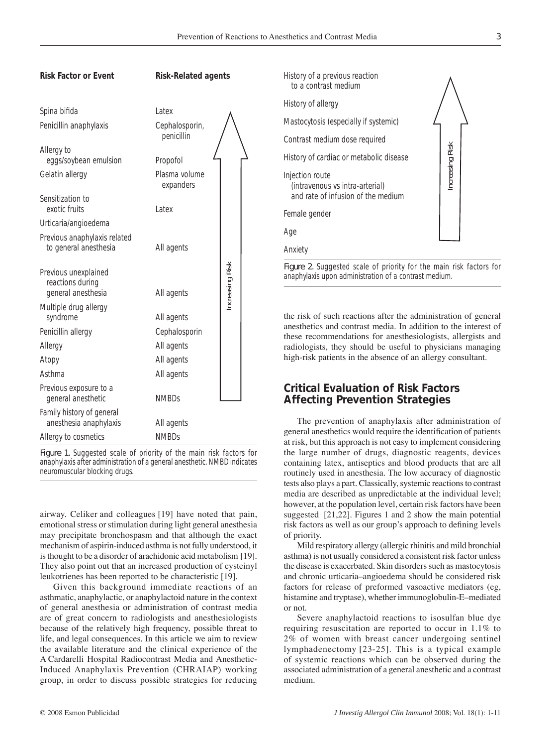| Risk Factor or Event | Risk-Related agents |
|---|---|
| Spina bifida | Latex |
| Penicillin anaphylaxis | Cephalosporin, penicillin |
| Allergy to eggs/soybean emulsion | Propofol |
| Gelatin allergy | Plasma volume expanders |
| Sensitization to exotic fruits | Latex |
| Urticaria/angioedema | |
| Previous anaphylaxis related to general anesthesia | All agents |
| Previous unexplained reactions during general anesthesia | All agents |
| Multiple drug allergy syndrome | All agents |
| Penicillin allergy | Cephalosporin |
| Allergy | All agents |
| Atopy | All agents |
| Asthma | All agents |
| Previous exposure to a general anesthetic | NMBDs |
| Family history of general anesthesia anaphylaxis | All agents |
| Allergy to cosmetics | NMBDs |

Increasing Risk (arrow pointing upward)

Figure 1. Suggested scale of priority of the main risk factors for anaphylaxis after administration of a general anesthetic. NMBD indicates neuromuscular blocking drugs.

- History of a previous reaction to a contrast medium
- History of allergy
- Mastocytosis (especially if systemic)
- Contrast medium dose required
- History of cardiac or metabolic disease
- Injection route (intravenous vs intra-arterial) and rate of infusion of the medium
- Female gender
- Age
- Anxiety

Increasing Risk (arrow pointing upward)

Figure 2. Suggested scale of priority for the main risk factors for anaphylaxis upon administration of a contrast medium.

airway. Celiker and colleagues [19] have noted that pain, emotional stress or stimulation during light general anesthesia may precipitate bronchospasm and that although the exact mechanism of aspirin-induced asthma is not fully understood, it is thought to be a disorder of arachidonic acid metabolism [19]. They also point out that an increased production of cysteinyl leukotrienes has been reported to be characteristic [19].

Given this background immediate reactions of an asthmatic, anaphylactic, or anaphylactoid nature in the context of general anesthesia or administration of contrast media are of great concern to radiologists and anesthesiologists because of the relatively high frequency, possible threat to life, and legal consequences. In this article we aim to review the available literature and the clinical experience of the A Cardarelli Hospital Radiocontrast Media and Anesthetic-Induced Anaphylaxis Prevention (CHRAIAP) working group, in order to discuss possible strategies for reducing the risk of such reactions after the administration of general anesthetics and contrast media. In addition to the interest of these recommendations for anesthesiologists, allergists and radiologists, they should be useful to physicians managing high-risk patients in the absence of an allergy consultant.

## Critical Evaluation of Risk Factors Affecting Prevention Strategies

The prevention of anaphylaxis after administration of general anesthetics would require the identification of patients at risk, but this approach is not easy to implement considering the large number of drugs, diagnostic reagents, devices containing latex, antiseptics and blood products that are all routinely used in anesthesia. The low accuracy of diagnostic tests also plays a part. Classically, systemic reactions to contrast media are described as unpredictable at the individual level; however, at the population level, certain risk factors have been suggested [21,22]. Figures 1 and 2 show the main potential risk factors as well as our group's approach to defining levels of priority.

Mild respiratory allergy (allergic rhinitis and mild bronchial asthma) is not usually considered a consistent risk factor unless the disease is exacerbated. Skin disorders such as mastocytosis and chronic urticaria–angioedema should be considered risk factors for release of preformed vasoactive mediators (eg, histamine and tryptase), whether immunoglobulin-E–mediated or not.

Severe anaphylactoid reactions to isosulfan blue dye requiring resuscitation are reported to occur in 1.1% to 2% of women with breast cancer undergoing sentinel lymphadenectomy [23-25]. This is a typical example of systemic reactions which can be observed during the associated administration of a general anesthetic and a contrast medium.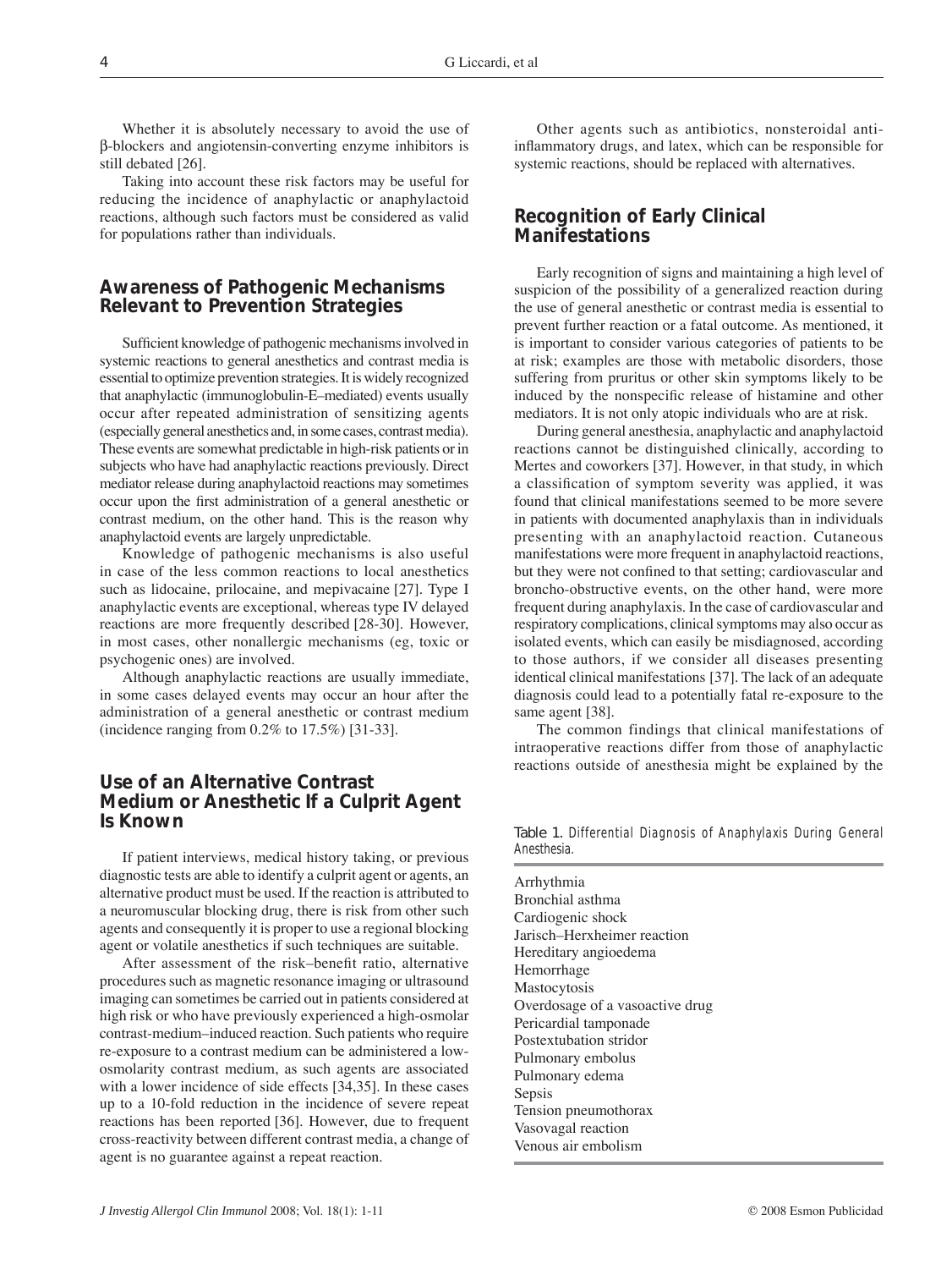Whether it is absolutely necessary to avoid the use of β-blockers and angiotensin-converting enzyme inhibitors is still debated [26].

Taking into account these risk factors may be useful for reducing the incidence of anaphylactic or anaphylactoid reactions, although such factors must be considered as valid for populations rather than individuals.

## Awareness of Pathogenic Mechanisms Relevant to Prevention Strategies

Sufficient knowledge of pathogenic mechanisms involved in systemic reactions to general anesthetics and contrast media is essential to optimize prevention strategies. It is widely recognized that anaphylactic (immunoglobulin-E–mediated) events usually occur after repeated administration of sensitizing agents (especially general anesthetics and, in some cases, contrast media). These events are somewhat predictable in high-risk patients or in subjects who have had anaphylactic reactions previously. Direct mediator release during anaphylactoid reactions may sometimes occur upon the first administration of a general anesthetic or contrast medium, on the other hand. This is the reason why anaphylactoid events are largely unpredictable.

Knowledge of pathogenic mechanisms is also useful in case of the less common reactions to local anesthetics such as lidocaine, prilocaine, and mepivacaine [27]. Type I anaphylactic events are exceptional, whereas type IV delayed reactions are more frequently described [28-30]. However, in most cases, other nonallergic mechanisms (eg, toxic or psychogenic ones) are involved.

Although anaphylactic reactions are usually immediate, in some cases delayed events may occur an hour after the administration of a general anesthetic or contrast medium (incidence ranging from 0.2% to 17.5%) [31-33].

## Use of an Alternative Contrast Medium or Anesthetic If a Culprit Agent Is Known

If patient interviews, medical history taking, or previous diagnostic tests are able to identify a culprit agent or agents, an alternative product must be used. If the reaction is attributed to a neuromuscular blocking drug, there is risk from other such agents and consequently it is proper to use a regional blocking agent or volatile anesthetics if such techniques are suitable.

After assessment of the risk–benefit ratio, alternative procedures such as magnetic resonance imaging or ultrasound imaging can sometimes be carried out in patients considered at high risk or who have previously experienced a high-osmolar contrast-medium–induced reaction. Such patients who require re-exposure to a contrast medium can be administered a low-osmolarity contrast medium, as such agents are associated with a lower incidence of side effects [34,35]. In these cases up to a 10-fold reduction in the incidence of severe repeat reactions has been reported [36]. However, due to frequent cross-reactivity between different contrast media, a change of agent is no guarantee against a repeat reaction.

Other agents such as antibiotics, nonsteroidal anti-inflammatory drugs, and latex, which can be responsible for systemic reactions, should be replaced with alternatives.

## Recognition of Early Clinical Manifestations

Early recognition of signs and maintaining a high level of suspicion of the possibility of a generalized reaction during the use of general anesthetic or contrast media is essential to prevent further reaction or a fatal outcome. As mentioned, it is important to consider various categories of patients to be at risk; examples are those with metabolic disorders, those suffering from pruritus or other skin symptoms likely to be induced by the nonspecific release of histamine and other mediators. It is not only atopic individuals who are at risk.

During general anesthesia, anaphylactic and anaphylactoid reactions cannot be distinguished clinically, according to Mertes and coworkers [37]. However, in that study, in which a classification of symptom severity was applied, it was found that clinical manifestations seemed to be more severe in patients with documented anaphylaxis than in individuals presenting with an anaphylactoid reaction. Cutaneous manifestations were more frequent in anaphylactoid reactions, but they were not confined to that setting; cardiovascular and broncho-obstructive events, on the other hand, were more frequent during anaphylaxis. In the case of cardiovascular and respiratory complications, clinical symptoms may also occur as isolated events, which can easily be misdiagnosed, according to those authors, if we consider all diseases presenting identical clinical manifestations [37]. The lack of an adequate diagnosis could lead to a potentially fatal re-exposure to the same agent [38].

The common findings that clinical manifestations of intraoperative reactions differ from those of anaphylactic reactions outside of anesthesia might be explained by the

Table 1. *Differential Diagnosis of Anaphylaxis During General Anesthesia.*

| |
|---|
| Arrhythmia |
| Bronchial asthma |
| Cardiogenic shock |
| Jarisch–Herxheimer reaction |
| Hereditary angioedema |
| Hemorrhage |
| Mastocytosis |
| Overdosage of a vasoactive drug |
| Pericardial tamponade |
| Postextubation stridor |
| Pulmonary embolus |
| Pulmonary edema |
| Sepsis |
| Tension pneumothorax |
| Vasovagal reaction |
| Venous air embolism |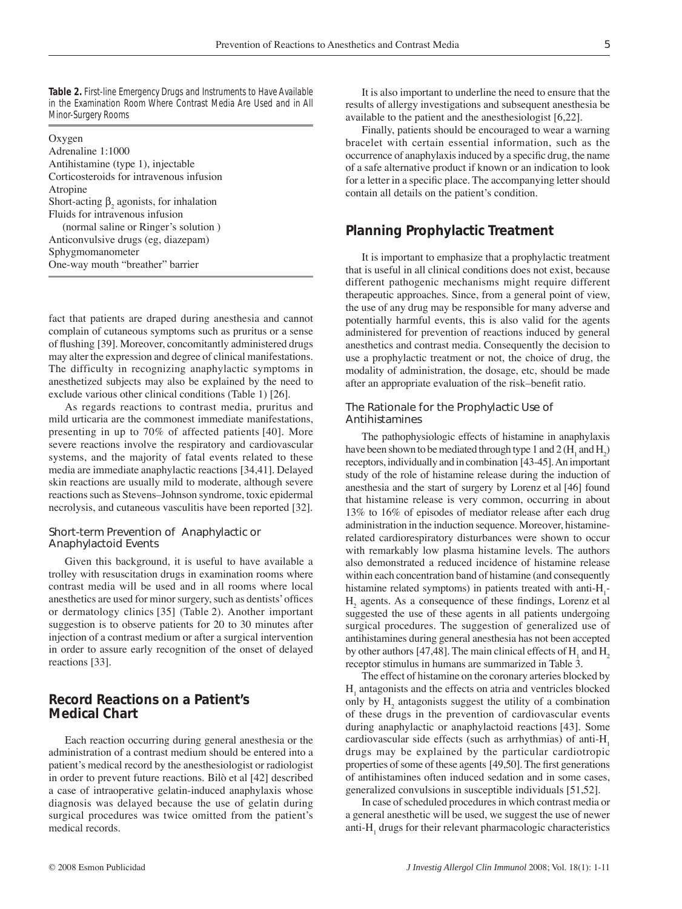**Table 2.** First-line Emergency Drugs and Instruments to Have Available in the Examination Room Where Contrast Media Are Used and in All Minor-Surgery Rooms

| |
|---|
| Oxygen |
| Adrenaline 1:1000 |
| Antihistamine (type 1), injectable |
| Corticosteroids for intravenous infusion |
| Atropine |
| Short-acting $\beta_2$ agonists, for inhalation |
| Fluids for intravenous infusion (normal saline or Ringer's solution ) |
| Anticonvulsive drugs (eg, diazepam) |
| Sphygmomanometer |
| One-way mouth "breather" barrier |

fact that patients are draped during anesthesia and cannot complain of cutaneous symptoms such as pruritus or a sense of flushing [39]. Moreover, concomitantly administered drugs may alter the expression and degree of clinical manifestations. The difficulty in recognizing anaphylactic symptoms in anesthetized subjects may also be explained by the need to exclude various other clinical conditions (Table 1) [26].

As regards reactions to contrast media, pruritus and mild urticaria are the commonest immediate manifestations, presenting in up to 70% of affected patients [40]. More severe reactions involve the respiratory and cardiovascular systems, and the majority of fatal events related to these media are immediate anaphylactic reactions [34,41]. Delayed skin reactions are usually mild to moderate, although severe reactions such as Stevens–Johnson syndrome, toxic epidermal necrolysis, and cutaneous vasculitis have been reported [32].

### Short-term Prevention of Anaphylactic or Anaphylactoid Events

Given this background, it is useful to have available a trolley with resuscitation drugs in examination rooms where contrast media will be used and in all rooms where local anesthetics are used for minor surgery, such as dentists' offices or dermatology clinics [35] (Table 2). Another important suggestion is to observe patients for 20 to 30 minutes after injection of a contrast medium or after a surgical intervention in order to assure early recognition of the onset of delayed reactions [33].

## Record Reactions on a Patient's Medical Chart

Each reaction occurring during general anesthesia or the administration of a contrast medium should be entered into a patient's medical record by the anesthesiologist or radiologist in order to prevent future reactions. Bilò et al [42] described a case of intraoperative gelatin-induced anaphylaxis whose diagnosis was delayed because the use of gelatin during surgical procedures was twice omitted from the patient's medical records.

It is also important to underline the need to ensure that the results of allergy investigations and subsequent anesthesia be available to the patient and the anesthesiologist [6,22].

Finally, patients should be encouraged to wear a warning bracelet with certain essential information, such as the occurrence of anaphylaxis induced by a specific drug, the name of a safe alternative product if known or an indication to look for a letter in a specific place. The accompanying letter should contain all details on the patient's condition.

## Planning Prophylactic Treatment

It is important to emphasize that a prophylactic treatment that is useful in all clinical conditions does not exist, because different pathogenic mechanisms might require different therapeutic approaches. Since, from a general point of view, the use of any drug may be responsible for many adverse and potentially harmful events, this is also valid for the agents administered for prevention of reactions induced by general anesthetics and contrast media. Consequently the decision to use a prophylactic treatment or not, the choice of drug, the modality of administration, the dosage, etc, should be made after an appropriate evaluation of the risk–benefit ratio.

### The Rationale for the Prophylactic Use of Antihistamines

The pathophysiologic effects of histamine in anaphylaxis have been shown to be mediated through type 1 and 2 ($H_1$ and $H_2$) receptors, individually and in combination [43-45]. An important study of the role of histamine release during the induction of anesthesia and the start of surgery by Lorenz et al [46] found that histamine release is very common, occurring in about 13% to 16% of episodes of mediator release after each drug administration in the induction sequence. Moreover, histamine-related cardiorespiratory disturbances were shown to occur with remarkably low plasma histamine levels. The authors also demonstrated a reduced incidence of histamine release within each concentration band of histamine (and consequently histamine related symptoms) in patients treated with anti-$H_1$-$H_2$ agents. As a consequence of these findings, Lorenz et al suggested the use of these agents in all patients undergoing surgical procedures. The suggestion of generalized use of antihistamines during general anesthesia has not been accepted by other authors [47,48]. The main clinical effects of $H_1$ and $H_2$ receptor stimulus in humans are summarized in Table 3.

The effect of histamine on the coronary arteries blocked by $H_1$ antagonists and the effects on atria and ventricles blocked only by $H_2$ antagonists suggest the utility of a combination of these drugs in the prevention of cardiovascular events during anaphylactic or anaphylactoid reactions [43]. Some cardiovascular side effects (such as arrhythmias) of anti-$H_1$ drugs may be explained by the particular cardiotropic properties of some of these agents [49,50]. The first generations of antihistamines often induced sedation and in some cases, generalized convulsions in susceptible individuals [51,52].

In case of scheduled procedures in which contrast media or a general anesthetic will be used, we suggest the use of newer anti-$H_1$ drugs for their relevant pharmacologic characteristics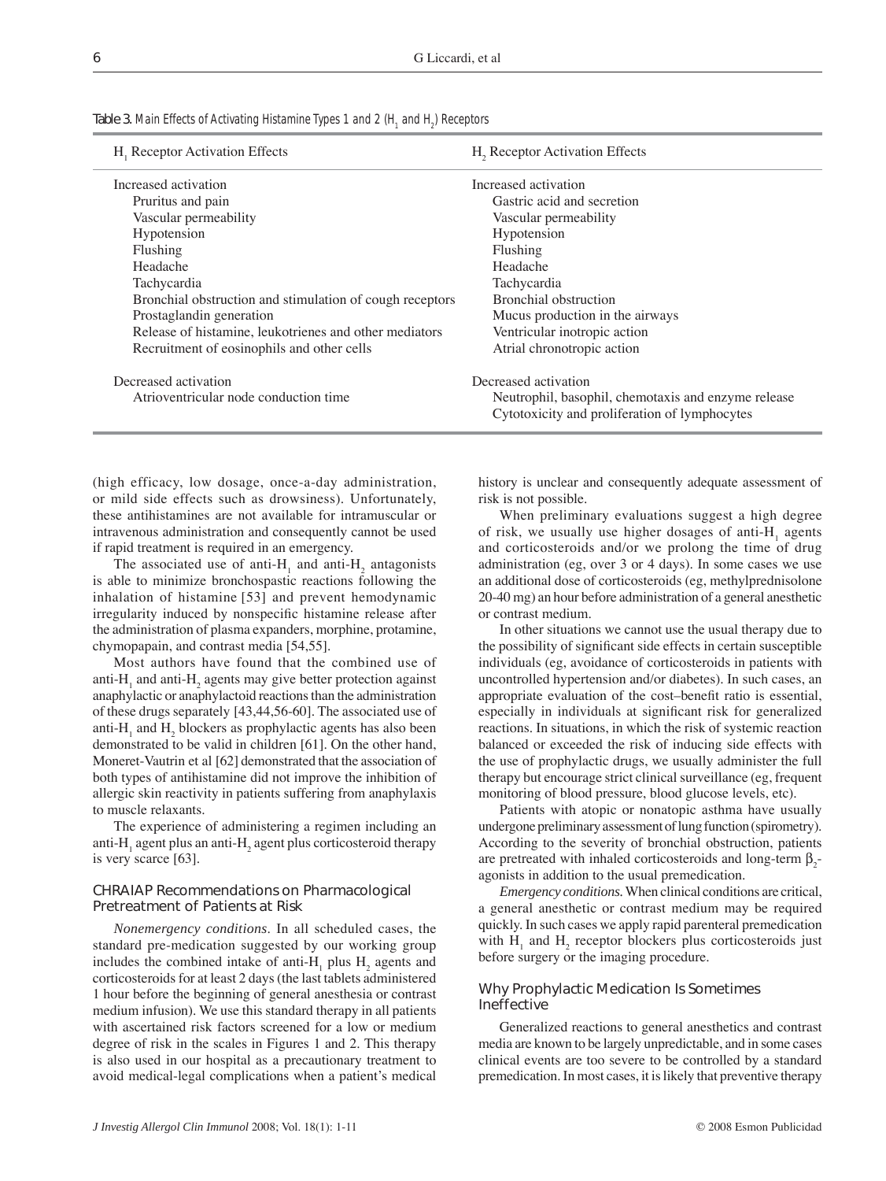Table 3. Main Effects of Activating Histamine Types 1 and 2 ($H_1$ and $H_2$) Receptors

| $H_1$ Receptor Activation Effects | $H_2$ Receptor Activation Effects |
|---|---|
| Increased activation | Increased activation |
| Pruritus and pain | Gastric acid and secretion |
| Vascular permeability | Vascular permeability |
| Hypotension | Hypotension |
| Flushing | Flushing |
| Headache | Headache |
| Tachycardia | Tachycardia |
| Bronchial obstruction and stimulation of cough receptors | Bronchial obstruction |
| Prostaglandin generation | Mucus production in the airways |
| Release of histamine, leukotrienes and other mediators | Ventricular inotropic action |
| Recruitment of eosinophils and other cells | Atrial chronotropic action |
| Decreased activation | Decreased activation |
| Atrioventricular node conduction time | Neutrophil, basophil, chemotaxis and enzyme release |
| | Cytotoxicity and proliferation of lymphocytes |

(high efficacy, low dosage, once-a-day administration, or mild side effects such as drowsiness). Unfortunately, these antihistamines are not available for intramuscular or intravenous administration and consequently cannot be used if rapid treatment is required in an emergency.

The associated use of anti-$H_1$ and anti-$H_2$ antagonists is able to minimize bronchospastic reactions following the inhalation of histamine [53] and prevent hemodynamic irregularity induced by nonspecific histamine release after the administration of plasma expanders, morphine, protamine, chymopapain, and contrast media [54,55].

Most authors have found that the combined use of anti-$H_1$ and anti-$H_2$ agents may give better protection against anaphylactic or anaphylactoid reactions than the administration of these drugs separately [43,44,56-60]. The associated use of anti-$H_1$ and $H_2$ blockers as prophylactic agents has also been demonstrated to be valid in children [61]. On the other hand, Moneret-Vautrin et al [62] demonstrated that the association of both types of antihistamine did not improve the inhibition of allergic skin reactivity in patients suffering from anaphylaxis to muscle relaxants.

The experience of administering a regimen including an anti-$H_1$ agent plus an anti-$H_2$ agent plus corticosteroid therapy is very scarce [63].

## CHRAIAP Recommendations on Pharmacological Pretreatment of Patients at Risk

*Nonemergency conditions.* In all scheduled cases, the standard pre-medication suggested by our working group includes the combined intake of anti-$H_1$ plus $H_2$ agents and corticosteroids for at least 2 days (the last tablets administered 1 hour before the beginning of general anesthesia or contrast medium infusion). We use this standard therapy in all patients with ascertained risk factors screened for a low or medium degree of risk in the scales in Figures 1 and 2. This therapy is also used in our hospital as a precautionary treatment to avoid medical-legal complications when a patient's medical history is unclear and consequently adequate assessment of risk is not possible.

When preliminary evaluations suggest a high degree of risk, we usually use higher dosages of anti-$H_1$ agents and corticosteroids and/or we prolong the time of drug administration (eg, over 3 or 4 days). In some cases we use an additional dose of corticosteroids (eg, methylprednisolone 20-40 mg) an hour before administration of a general anesthetic or contrast medium.

In other situations we cannot use the usual therapy due to the possibility of significant side effects in certain susceptible individuals (eg, avoidance of corticosteroids in patients with uncontrolled hypertension and/or diabetes). In such cases, an appropriate evaluation of the cost–benefit ratio is essential, especially in individuals at significant risk for generalized reactions. In situations, in which the risk of systemic reaction balanced or exceeded the risk of inducing side effects with the use of prophylactic drugs, we usually administer the full therapy but encourage strict clinical surveillance (eg, frequent monitoring of blood pressure, blood glucose levels, etc).

Patients with atopic or nonatopic asthma have usually undergone preliminary assessment of lung function (spirometry). According to the severity of bronchial obstruction, patients are pretreated with inhaled corticosteroids and long-term $\beta_2$-agonists in addition to the usual premedication.

*Emergency conditions.* When clinical conditions are critical, a general anesthetic or contrast medium may be required quickly. In such cases we apply rapid parenteral premedication with $H_1$ and $H_2$ receptor blockers plus corticosteroids just before surgery or the imaging procedure.

## Why Prophylactic Medication Is Sometimes Ineffective

Generalized reactions to general anesthetics and contrast media are known to be largely unpredictable, and in some cases clinical events are too severe to be controlled by a standard premedication. In most cases, it is likely that preventive therapy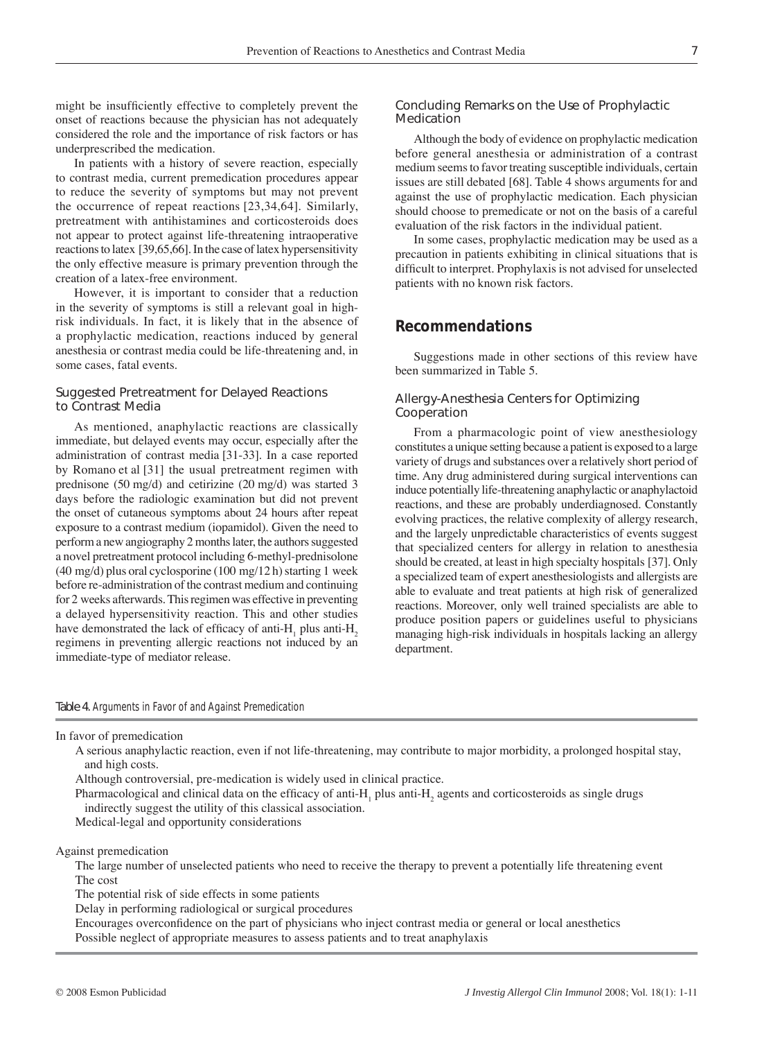might be insufficiently effective to completely prevent the onset of reactions because the physician has not adequately considered the role and the importance of risk factors or has underprescribed the medication.

In patients with a history of severe reaction, especially to contrast media, current premedication procedures appear to reduce the severity of symptoms but may not prevent the occurrence of repeat reactions [23,34,64]. Similarly, pretreatment with antihistamines and corticosteroids does not appear to protect against life-threatening intraoperative reactions to latex [39,65,66]. In the case of latex hypersensitivity the only effective measure is primary prevention through the creation of a latex-free environment.

However, it is important to consider that a reduction in the severity of symptoms is still a relevant goal in high-risk individuals. In fact, it is likely that in the absence of a prophylactic medication, reactions induced by general anesthesia or contrast media could be life-threatening and, in some cases, fatal events.

### Suggested Pretreatment for Delayed Reactions to Contrast Media

As mentioned, anaphylactic reactions are classically immediate, but delayed events may occur, especially after the administration of contrast media [31-33]. In a case reported by Romano et al [31] the usual pretreatment regimen with prednisone (50 mg/d) and cetirizine (20 mg/d) was started 3 days before the radiologic examination but did not prevent the onset of cutaneous symptoms about 24 hours after repeat exposure to a contrast medium (iopamidol). Given the need to perform a new angiography 2 months later, the authors suggested a novel pretreatment protocol including 6-methyl-prednisolone (40 mg/d) plus oral cyclosporine (100 mg/12 h) starting 1 week before re-administration of the contrast medium and continuing for 2 weeks afterwards. This regimen was effective in preventing a delayed hypersensitivity reaction. This and other studies have demonstrated the lack of efficacy of anti-$H_1$ plus anti-$H_2$ regimens in preventing allergic reactions not induced by an immediate-type of mediator release.

### Concluding Remarks on the Use of Prophylactic Medication

Although the body of evidence on prophylactic medication before general anesthesia or administration of a contrast medium seems to favor treating susceptible individuals, certain issues are still debated [68]. Table 4 shows arguments for and against the use of prophylactic medication. Each physician should choose to premedicate or not on the basis of a careful evaluation of the risk factors in the individual patient.

In some cases, prophylactic medication may be used as a precaution in patients exhibiting in clinical situations that is difficult to interpret. Prophylaxis is not advised for unselected patients with no known risk factors.

## Recommendations

Suggestions made in other sections of this review have been summarized in Table 5.

### Allergy-Anesthesia Centers for Optimizing Cooperation

From a pharmacologic point of view anesthesiology constitutes a unique setting because a patient is exposed to a large variety of drugs and substances over a relatively short period of time. Any drug administered during surgical interventions can induce potentially life-threatening anaphylactic or anaphylactoid reactions, and these are probably underdiagnosed. Constantly evolving practices, the relative complexity of allergy research, and the largely unpredictable characteristics of events suggest that specialized centers for allergy in relation to anesthesia should be created, at least in high specialty hospitals [37]. Only a specialized team of expert anesthesiologists and allergists are able to evaluate and treat patients at high risk of generalized reactions. Moreover, only well trained specialists are able to produce position papers or guidelines useful to physicians managing high-risk individuals in hospitals lacking an allergy department.

**Table 4.** *Arguments in Favor of and Against Premedication*

In favor of premedication

- A serious anaphylactic reaction, even if not life-threatening, may contribute to major morbidity, a prolonged hospital stay, and high costs.
- Although controversial, pre-medication is widely used in clinical practice.
- Pharmacological and clinical data on the efficacy of anti-$H_1$ plus anti-$H_2$ agents and corticosteroids as single drugs indirectly suggest the utility of this classical association.
- Medical-legal and opportunity considerations

Against premedication

- The large number of unselected patients who need to receive the therapy to prevent a potentially life threatening event
- The cost
- The potential risk of side effects in some patients
- Delay in performing radiological or surgical procedures
- Encourages overconfidence on the part of physicians who inject contrast media or general or local anesthetics
- Possible neglect of appropriate measures to assess patients and to treat anaphylaxis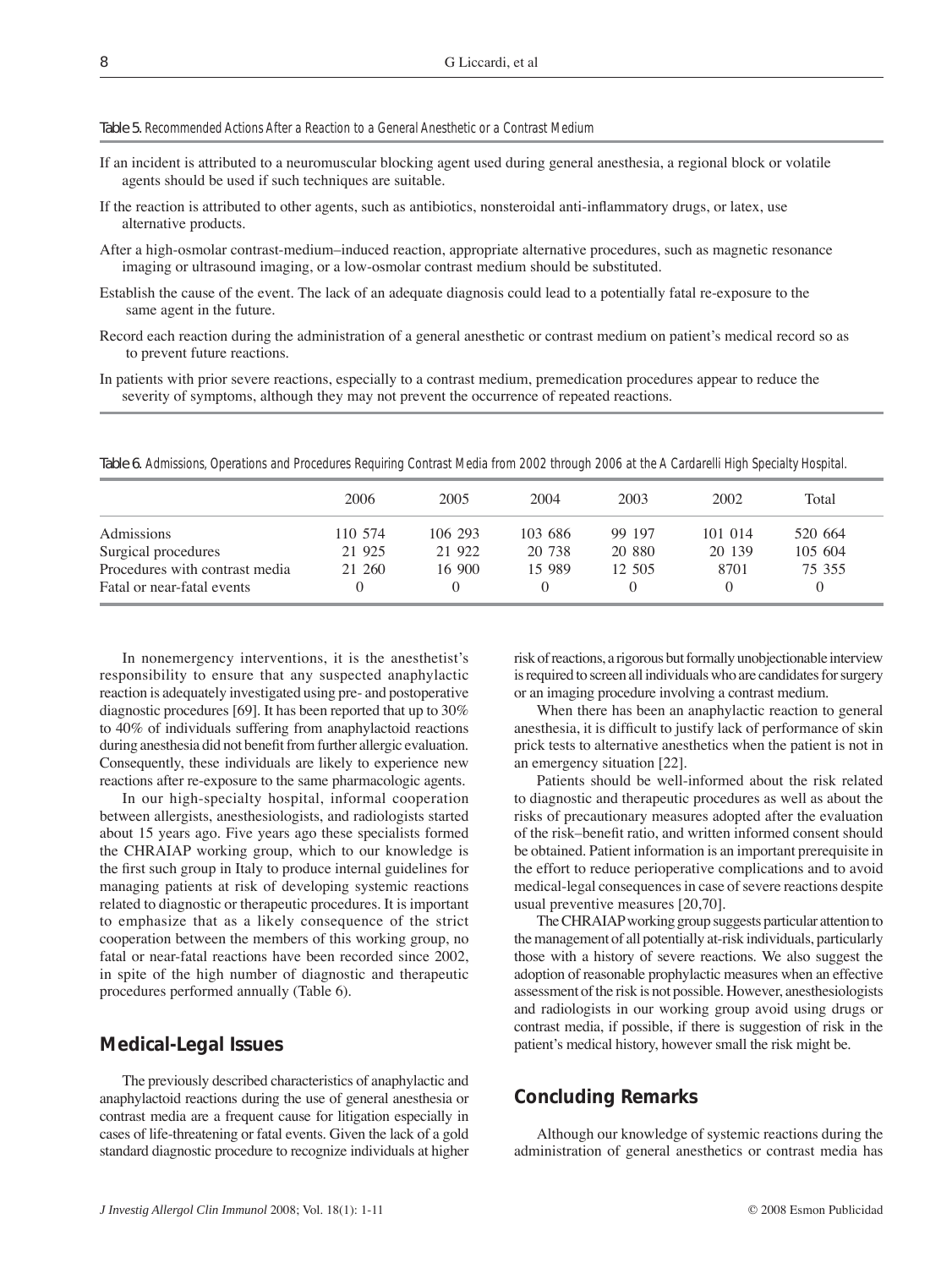Table 5. Recommended Actions After a Reaction to a General Anesthetic or a Contrast Medium

If an incident is attributed to a neuromuscular blocking agent used during general anesthesia, a regional block or volatile agents should be used if such techniques are suitable.

If the reaction is attributed to other agents, such as antibiotics, nonsteroidal anti-inflammatory drugs, or latex, use alternative products.

After a high-osmolar contrast-medium–induced reaction, appropriate alternative procedures, such as magnetic resonance imaging or ultrasound imaging, or a low-osmolar contrast medium should be substituted.

Establish the cause of the event. The lack of an adequate diagnosis could lead to a potentially fatal re-exposure to the same agent in the future.

Record each reaction during the administration of a general anesthetic or contrast medium on patient's medical record so as to prevent future reactions.

In patients with prior severe reactions, especially to a contrast medium, premedication procedures appear to reduce the severity of symptoms, although they may not prevent the occurrence of repeated reactions.

Table 6. Admissions, Operations and Procedures Requiring Contrast Media from 2002 through 2006 at the A Cardarelli High Specialty Hospital.

| | 2006 | 2005 | 2004 | 2003 | 2002 | Total |
|---|---|---|---|---|---|---|
| Admissions | 110 574 | 106 293 | 103 686 | 99 197 | 101 014 | 520 664 |
| Surgical procedures | 21 925 | 21 922 | 20 738 | 20 880 | 20 139 | 105 604 |
| Procedures with contrast media | 21 260 | 16 900 | 15 989 | 12 505 | 8701 | 75 355 |
| Fatal or near-fatal events | 0 | 0 | 0 | 0 | 0 | 0 |

In nonemergency interventions, it is the anesthetist's responsibility to ensure that any suspected anaphylactic reaction is adequately investigated using pre- and postoperative diagnostic procedures [69]. It has been reported that up to 30% to 40% of individuals suffering from anaphylactoid reactions during anesthesia did not benefit from further allergic evaluation. Consequently, these individuals are likely to experience new reactions after re-exposure to the same pharmacologic agents.

In our high-specialty hospital, informal cooperation between allergists, anesthesiologists, and radiologists started about 15 years ago. Five years ago these specialists formed the CHRAIAP working group, which to our knowledge is the first such group in Italy to produce internal guidelines for managing patients at risk of developing systemic reactions related to diagnostic or therapeutic procedures. It is important to emphasize that as a likely consequence of the strict cooperation between the members of this working group, no fatal or near-fatal reactions have been recorded since 2002, in spite of the high number of diagnostic and therapeutic procedures performed annually (Table 6).

## Medical-Legal Issues

The previously described characteristics of anaphylactic and anaphylactoid reactions during the use of general anesthesia or contrast media are a frequent cause for litigation especially in cases of life-threatening or fatal events. Given the lack of a gold standard diagnostic procedure to recognize individuals at higher risk of reactions, a rigorous but formally unobjectionable interview is required to screen all individuals who are candidates for surgery or an imaging procedure involving a contrast medium.

When there has been an anaphylactic reaction to general anesthesia, it is difficult to justify lack of performance of skin prick tests to alternative anesthetics when the patient is not in an emergency situation [22].

Patients should be well-informed about the risk related to diagnostic and therapeutic procedures as well as about the risks of precautionary measures adopted after the evaluation of the risk–benefit ratio, and written informed consent should be obtained. Patient information is an important prerequisite in the effort to reduce perioperative complications and to avoid medical-legal consequences in case of severe reactions despite usual preventive measures [20,70].

The CHRAIAP working group suggests particular attention to the management of all potentially at-risk individuals, particularly those with a history of severe reactions. We also suggest the adoption of reasonable prophylactic measures when an effective assessment of the risk is not possible. However, anesthesiologists and radiologists in our working group avoid using drugs or contrast media, if possible, if there is suggestion of risk in the patient's medical history, however small the risk might be.

## Concluding Remarks

Although our knowledge of systemic reactions during the administration of general anesthetics or contrast media has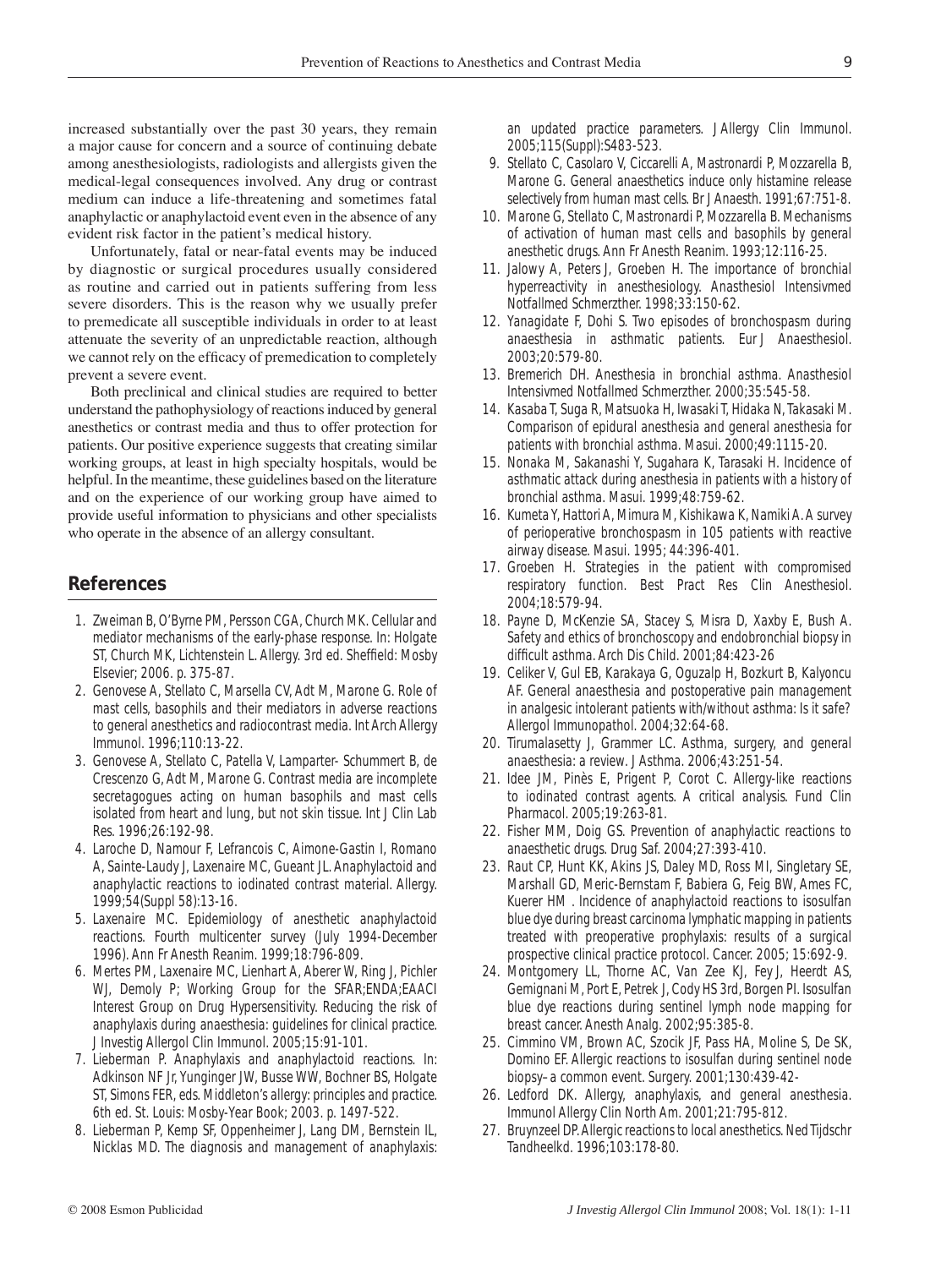increased substantially over the past 30 years, they remain a major cause for concern and a source of continuing debate among anesthesiologists, radiologists and allergists given the medical-legal consequences involved. Any drug or contrast medium can induce a life-threatening and sometimes fatal anaphylactic or anaphylactoid event even in the absence of any evident risk factor in the patient's medical history.

Unfortunately, fatal or near-fatal events may be induced by diagnostic or surgical procedures usually considered as routine and carried out in patients suffering from less severe disorders. This is the reason why we usually prefer to premedicate all susceptible individuals in order to at least attenuate the severity of an unpredictable reaction, although we cannot rely on the efficacy of premedication to completely prevent a severe event.

Both preclinical and clinical studies are required to better understand the pathophysiology of reactions induced by general anesthetics or contrast media and thus to offer protection for patients. Our positive experience suggests that creating similar working groups, at least in high specialty hospitals, would be helpful. In the meantime, these guidelines based on the literature and on the experience of our working group have aimed to provide useful information to physicians and other specialists who operate in the absence of an allergy consultant.

## References

1. Zweiman B, O'Byrne PM, Persson CGA, Church MK. Cellular and mediator mechanisms of the early-phase response. In: Holgate ST, Church MK, Lichtenstein L. Allergy. 3rd ed. Sheffield: Mosby Elsevier; 2006. p. 375-87.
2. Genovese A, Stellato C, Marsella CV, Adt M, Marone G. Role of mast cells, basophils and their mediators in adverse reactions to general anesthetics and radiocontrast media. Int Arch Allergy Immunol. 1996;110:13-22.
3. Genovese A, Stellato C, Patella V, Lamparter- Schummert B, de Crescenzo G, Adt M, Marone G. Contrast media are incomplete secretagogues acting on human basophils and mast cells isolated from heart and lung, but not skin tissue. Int J Clin Lab Res. 1996;26:192-98.
4. Laroche D, Namour F, Lefrancois C, Aimone-Gastin I, Romano A, Sainte-Laudy J, Laxenaire MC, Gueant JL. Anaphylactoid and anaphylactic reactions to iodinated contrast material. Allergy. 1999;54(Suppl 58):13-16.
5. Laxenaire MC. Epidemiology of anesthetic anaphylactoid reactions. Fourth multicenter survey (July 1994-December 1996). Ann Fr Anesth Reanim. 1999;18:796-809.
6. Mertes PM, Laxenaire MC, Lienhart A, Aberer W, Ring J, Pichler WJ, Demoly P; Working Group for the SFAR;ENDA;EAACI Interest Group on Drug Hypersensitivity. Reducing the risk of anaphylaxis during anaesthesia: guidelines for clinical practice. J Investig Allergol Clin Immunol. 2005;15:91-101.
7. Lieberman P. Anaphylaxis and anaphylactoid reactions. In: Adkinson NF Jr, Yunginger JW, Busse WW, Bochner BS, Holgate ST, Simons FER, eds. Middleton's allergy: principles and practice. 6th ed. St. Louis: Mosby-Year Book; 2003. p. 1497-522.
8. Lieberman P, Kemp SF, Oppenheimer J, Lang DM, Bernstein IL, Nicklas MD. The diagnosis and management of anaphylaxis: an updated practice parameters. J Allergy Clin Immunol. 2005;115(Suppl):S483-523.
9. Stellato C, Casolaro V, Ciccarelli A, Mastronardi P, Mozzarella B, Marone G. General anaesthetics induce only histamine release selectively from human mast cells. Br J Anaesth. 1991;67:751-8.
10. Marone G, Stellato C, Mastronardi P, Mozzarella B. Mechanisms of activation of human mast cells and basophils by general anesthetic drugs. Ann Fr Anesth Reanim. 1993;12:116-25.
11. Jalowy A, Peters J, Groeben H. The importance of bronchial hyperreactivity in anesthesiology. Anasthesiol Intensivmed Notfallmed Schmerzther. 1998;33:150-62.
12. Yanagidate F, Dohi S. Two episodes of bronchospasm during anaesthesia in asthmatic patients. Eur J Anaesthesiol. 2003;20:579-80.
13. Bremerich DH. Anesthesia in bronchial asthma. Anasthesiol Intensivmed Notfallmed Schmerzther. 2000;35:545-58.
14. Kasaba T, Suga R, Matsuoka H, Iwasaki T, Hidaka N, Takasaki M. Comparison of epidural anesthesia and general anesthesia for patients with bronchial asthma. Masui. 2000;49:1115-20.
15. Nonaka M, Sakanashi Y, Sugahara K, Tarasaki H. Incidence of asthmatic attack during anesthesia in patients with a history of bronchial asthma. Masui. 1999;48:759-62.
16. Kumeta Y, Hattori A, Mimura M, Kishikawa K, Namiki A. A survey of perioperative bronchospasm in 105 patients with reactive airway disease. Masui. 1995; 44:396-401.
17. Groeben H. Strategies in the patient with compromised respiratory function. Best Pract Res Clin Anesthesiol. 2004;18:579-94.
18. Payne D, McKenzie SA, Stacey S, Misra D, Xaxby E, Bush A. Safety and ethics of bronchoscopy and endobronchial biopsy in difficult asthma. Arch Dis Child. 2001;84:423-26
19. Celiker V, Gul EB, Karakaya G, Oguzalp H, Bozkurt B, Kalyoncu AF. General anaesthesia and postoperative pain management in analgesic intolerant patients with/without asthma: Is it safe? Allergol Immunopathol. 2004;32:64-68.
20. Tirumalasetty J, Grammer LC. Asthma, surgery, and general anaesthesia: a review. J Asthma. 2006;43:251-54.
21. Idee JM, Pinès E, Prigent P, Corot C. Allergy-like reactions to iodinated contrast agents. A critical analysis. Fund Clin Pharmacol. 2005;19:263-81.
22. Fisher MM, Doig GS. Prevention of anaphylactic reactions to anaesthetic drugs. Drug Saf. 2004;27:393-410.
23. Raut CP, Hunt KK, Akins JS, Daley MD, Ross MI, Singletary SE, Marshall GD, Meric-Bernstam F, Babiera G, Feig BW, Ames FC, Kuerer HM . Incidence of anaphylactoid reactions to isosulfan blue dye during breast carcinoma lymphatic mapping in patients treated with preoperative prophylaxis: results of a surgical prospective clinical practice protocol. Cancer. 2005; 15:692-9.
24. Montgomery LL, Thorne AC, Van Zee KJ, Fey J, Heerdt AS, Gemignani M, Port E, Petrek J, Cody HS 3rd, Borgen PI. Isosulfan blue dye reactions during sentinel lymph node mapping for breast cancer. Anesth Analg. 2002;95:385-8.
25. Cimmino VM, Brown AC, Szocik JF, Pass HA, Moline S, De SK, Domino EF. Allergic reactions to isosulfan during sentinel node biopsy–a common event. Surgery. 2001;130:439-42-
26. Ledford DK. Allergy, anaphylaxis, and general anesthesia. Immunol Allergy Clin North Am. 2001;21:795-812.
27. Bruynzeel DP. Allergic reactions to local anesthetics. Ned Tijdschr Tandheelkd. 1996;103:178-80.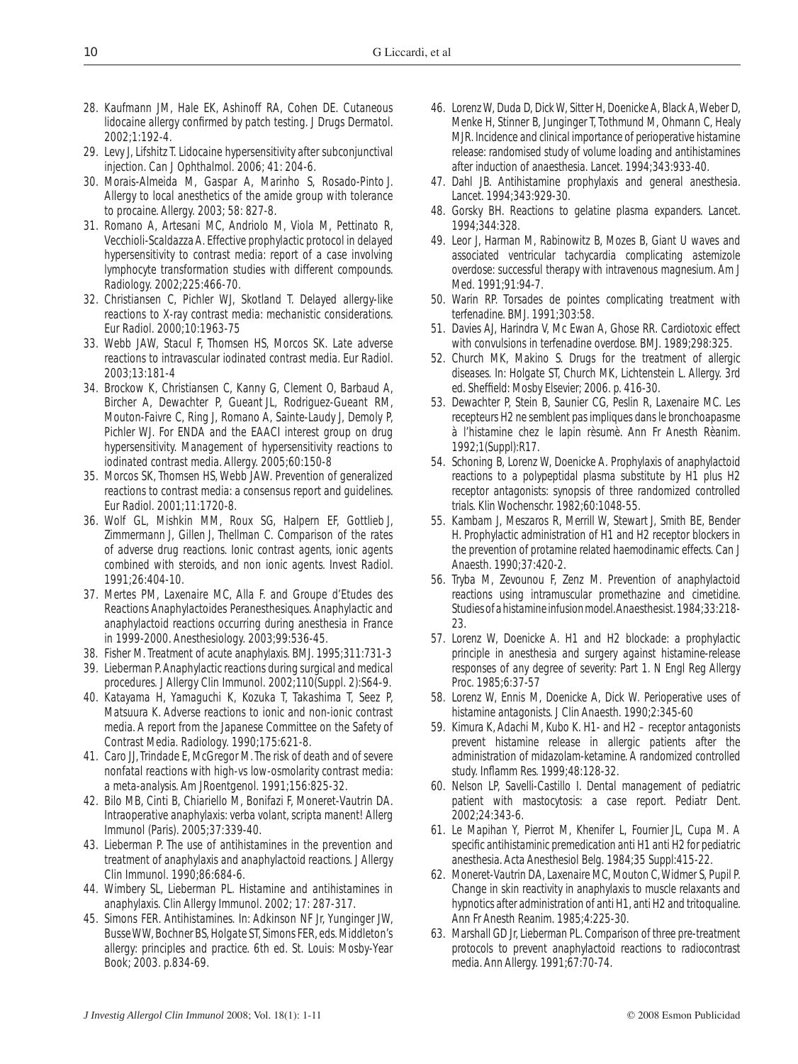28. Kaufmann JM, Hale EK, Ashinoff RA, Cohen DE. Cutaneous lidocaine allergy confirmed by patch testing. J Drugs Dermatol. 2002;1:192-4.
29. Levy J, Lifshitz T. Lidocaine hypersensitivity after subconjunctival injection. Can J Ophthalmol. 2006; 41: 204-6.
30. Morais-Almeida M, Gaspar A, Marinho S, Rosado-Pinto J. Allergy to local anesthetics of the amide group with tolerance to procaine. Allergy. 2003; 58: 827-8.
31. Romano A, Artesani MC, Andriolo M, Viola M, Pettinato R, Vecchioli-Scaldazza A. Effective prophylactic protocol in delayed hypersensitivity to contrast media: report of a case involving lymphocyte transformation studies with different compounds. Radiology. 2002;225:466-70.
32. Christiansen C, Pichler WJ, Skotland T. Delayed allergy-like reactions to X-ray contrast media: mechanistic considerations. Eur Radiol. 2000;10:1963-75
33. Webb JAW, Stacul F, Thomsen HS, Morcos SK. Late adverse reactions to intravascular iodinated contrast media. Eur Radiol. 2003;13:181-4
34. Brockow K, Christiansen C, Kanny G, Clement O, Barbaud A, Bircher A, Dewachter P, Gueant JL, Rodriguez-Gueant RM, Mouton-Faivre C, Ring J, Romano A, Sainte-Laudy J, Demoly P, Pichler WJ. For ENDA and the EAACI interest group on drug hypersensitivity. Management of hypersensitivity reactions to iodinated contrast media. Allergy. 2005;60:150-8
35. Morcos SK, Thomsen HS, Webb JAW. Prevention of generalized reactions to contrast media: a consensus report and guidelines. Eur Radiol. 2001;11:1720-8.
36. Wolf GL, Mishkin MM, Roux SG, Halpern EF, Gottlieb J, Zimmermann J, Gillen J, Thellman C. Comparison of the rates of adverse drug reactions. Ionic contrast agents, ionic agents combined with steroids, and non ionic agents. Invest Radiol. 1991;26:404-10.
37. Mertes PM, Laxenaire MC, Alla F. and Groupe d'Etudes des Reactions Anaphylactoides Peranesthesiques. Anaphylactic and anaphylactoid reactions occurring during anesthesia in France in 1999-2000. Anesthesiology. 2003;99:536-45.
38. Fisher M. Treatment of acute anaphylaxis. BMJ. 1995;311:731-3
39. Lieberman P. Anaphylactic reactions during surgical and medical procedures. J Allergy Clin Immunol. 2002;110(Suppl. 2):S64-9.
40. Katayama H, Yamaguchi K, Kozuka T, Takashima T, Seez P, Matsuura K. Adverse reactions to ionic and non-ionic contrast media. A report from the Japanese Committee on the Safety of Contrast Media. Radiology. 1990;175:621-8.
41. Caro JJ, Trindade E, McGregor M. The risk of death and of severe nonfatal reactions with high-vs low-osmolarity contrast media: a meta-analysis. Am JRoentgenol. 1991;156:825-32.
42. Bilo MB, Cinti B, Chiariello M, Bonifazi F, Moneret-Vautrin DA. Intraoperative anaphylaxis: verba volant, scripta manent! Allerg Immunol (Paris). 2005;37:339-40.
43. Lieberman P. The use of antihistamines in the prevention and treatment of anaphylaxis and anaphylactoid reactions. J Allergy Clin Immunol. 1990;86:684-6.
44. Wimbery SL, Lieberman PL. Histamine and antihistamines in anaphylaxis. Clin Allergy Immunol. 2002; 17: 287-317.
45. Simons FER. Antihistamines. In: Adkinson NF Jr, Yunginger JW, Busse WW, Bochner BS, Holgate ST, Simons FER, eds. Middleton's allergy: principles and practice. 6th ed. St. Louis: Mosby-Year Book; 2003. p.834-69.
46. Lorenz W, Duda D, Dick W, Sitter H, Doenicke A, Black A, Weber D, Menke H, Stinner B, Junginger T, Tothmund M, Ohmann C, Healy MJR. Incidence and clinical importance of perioperative histamine release: randomised study of volume loading and antihistamines after induction of anaesthesia. Lancet. 1994;343:933-40.
47. Dahl JB. Antihistamine prophylaxis and general anesthesia. Lancet. 1994;343:929-30.
48. Gorsky BH. Reactions to gelatine plasma expanders. Lancet. 1994;344:328.
49. Leor J, Harman M, Rabinowitz B, Mozes B, Giant U waves and associated ventricular tachycardia complicating astemizole overdose: successful therapy with intravenous magnesium. Am J Med. 1991;91:94-7.
50. Warin RP. Torsades de pointes complicating treatment with terfenadine. BMJ. 1991;303:58.
51. Davies AJ, Harindra V, Mc Ewan A, Ghose RR. Cardiotoxic effect with convulsions in terfenadine overdose. BMJ. 1989;298:325.
52. Church MK, Makino S. Drugs for the treatment of allergic diseases. In: Holgate ST, Church MK, Lichtenstein L. Allergy. 3rd ed. Sheffield: Mosby Elsevier; 2006. p. 416-30.
53. Dewachter P, Stein B, Saunier CG, Peslin R, Laxenaire MC. Les recepteurs H2 ne semblent pas impliques dans le bronchoapasme à l'histamine chez le lapin rèsumè. Ann Fr Anesth Rèanim. 1992;1(Suppl):R17.
54. Schoning B, Lorenz W, Doenicke A. Prophylaxis of anaphylactoid reactions to a polypeptidal plasma substitute by H1 plus H2 receptor antagonists: synopsis of three randomized controlled trials. Klin Wochenschr. 1982;60:1048-55.
55. Kambam J, Meszaros R, Merrill W, Stewart J, Smith BE, Bender H. Prophylactic administration of H1 and H2 receptor blockers in the prevention of protamine related haemodinamic effects. Can J Anaesth. 1990;37:420-2.
56. Tryba M, Zevounou F, Zenz M. Prevention of anaphylactoid reactions using intramuscular promethazine and cimetidine. Studies of a histamine infusion model. Anaesthesist. 1984;33:218-23.
57. Lorenz W, Doenicke A. H1 and H2 blockade: a prophylactic principle in anesthesia and surgery against histamine-release responses of any degree of severity: Part 1. N Engl Reg Allergy Proc. 1985;6:37-57
58. Lorenz W, Ennis M, Doenicke A, Dick W. Perioperative uses of histamine antagonists. J Clin Anaesth. 1990;2:345-60
59. Kimura K, Adachi M, Kubo K. H1- and H2 – receptor antagonists prevent histamine release in allergic patients after the administration of midazolam-ketamine. A randomized controlled study. Inflamm Res. 1999;48:128-32.
60. Nelson LP, Savelli-Castillo I. Dental management of pediatric patient with mastocytosis: a case report. Pediatr Dent. 2002;24:343-6.
61. Le Mapihan Y, Pierrot M, Khenifer L, Fournier JL, Cupa M. A specific antihistaminic premedication anti H1 anti H2 for pediatric anesthesia. Acta Anesthesiol Belg. 1984;35 Suppl:415-22.
62. Moneret-Vautrin DA, Laxenaire MC, Mouton C, Widmer S, Pupil P. Change in skin reactivity in anaphylaxis to muscle relaxants and hypnotics after administration of anti H1, anti H2 and tritoqualine. Ann Fr Anesth Reanim. 1985;4:225-30.
63. Marshall GD Jr, Lieberman PL. Comparison of three pre-treatment protocols to prevent anaphylactoid reactions to radiocontrast media. Ann Allergy. 1991;67:70-74.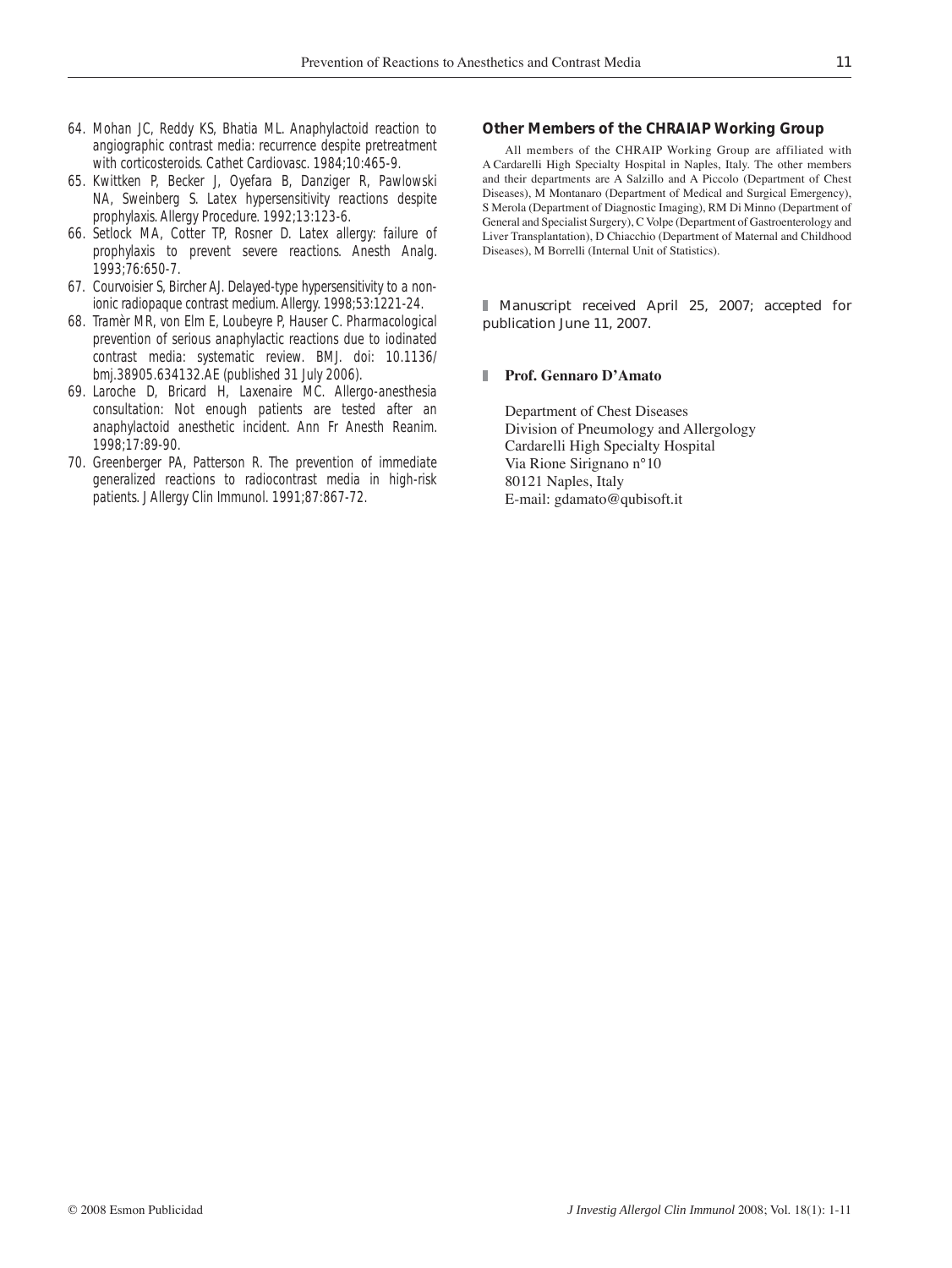64. Mohan JC, Reddy KS, Bhatia ML. Anaphylactoid reaction to angiographic contrast media: recurrence despite pretreatment with corticosteroids. Cathet Cardiovasc. 1984;10:465-9.
65. Kwittken P, Becker J, Oyefara B, Danziger R, Pawlowski NA, Sweinberg S. Latex hypersensitivity reactions despite prophylaxis. Allergy Procedure. 1992;13:123-6.
66. Setlock MA, Cotter TP, Rosner D. Latex allergy: failure of prophylaxis to prevent severe reactions. Anesth Analg. 1993;76:650-7.
67. Courvoisier S, Bircher AJ. Delayed-type hypersensitivity to a nonionic radiopaque contrast medium. Allergy. 1998;53:1221-24.
68. Tramèr MR, von Elm E, Loubeyre P, Hauser C. Pharmacological prevention of serious anaphylactic reactions due to iodinated contrast media: systematic review. BMJ. doi: 10.1136/bmj.38905.634132.AE (published 31 July 2006).
69. Laroche D, Bricard H, Laxenaire MC. Allergo-anesthesia consultation: Not enough patients are tested after an anaphylactoid anesthetic incident. Ann Fr Anesth Reanim. 1998;17:89-90.
70. Greenberger PA, Patterson R. The prevention of immediate generalized reactions to radiocontrast media in high-risk patients. J Allergy Clin Immunol. 1991;87:867-72.

## Other Members of the CHRAIAP Working Group

All members of the CHRAIP Working Group are affiliated with A Cardarelli High Specialty Hospital in Naples, Italy. The other members and their departments are A Salzillo and A Piccolo (Department of Chest Diseases), M Montanaro (Department of Medical and Surgical Emergency), S Merola (Department of Diagnostic Imaging), RM Di Minno (Department of General and Specialist Surgery), C Volpe (Department of Gastroenterology and Liver Transplantation), D Chiacchio (Department of Maternal and Childhood Diseases), M Borrelli (Internal Unit of Statistics).

Manuscript received April 25, 2007; accepted for publication June 11, 2007.

**Prof. Gennaro D'Amato**

Department of Chest Diseases
Division of Pneumology and Allergology
Cardarelli High Specialty Hospital
Via Rione Sirignano n°10
80121 Naples, Italy
E-mail: gdamato@qubisoft.it